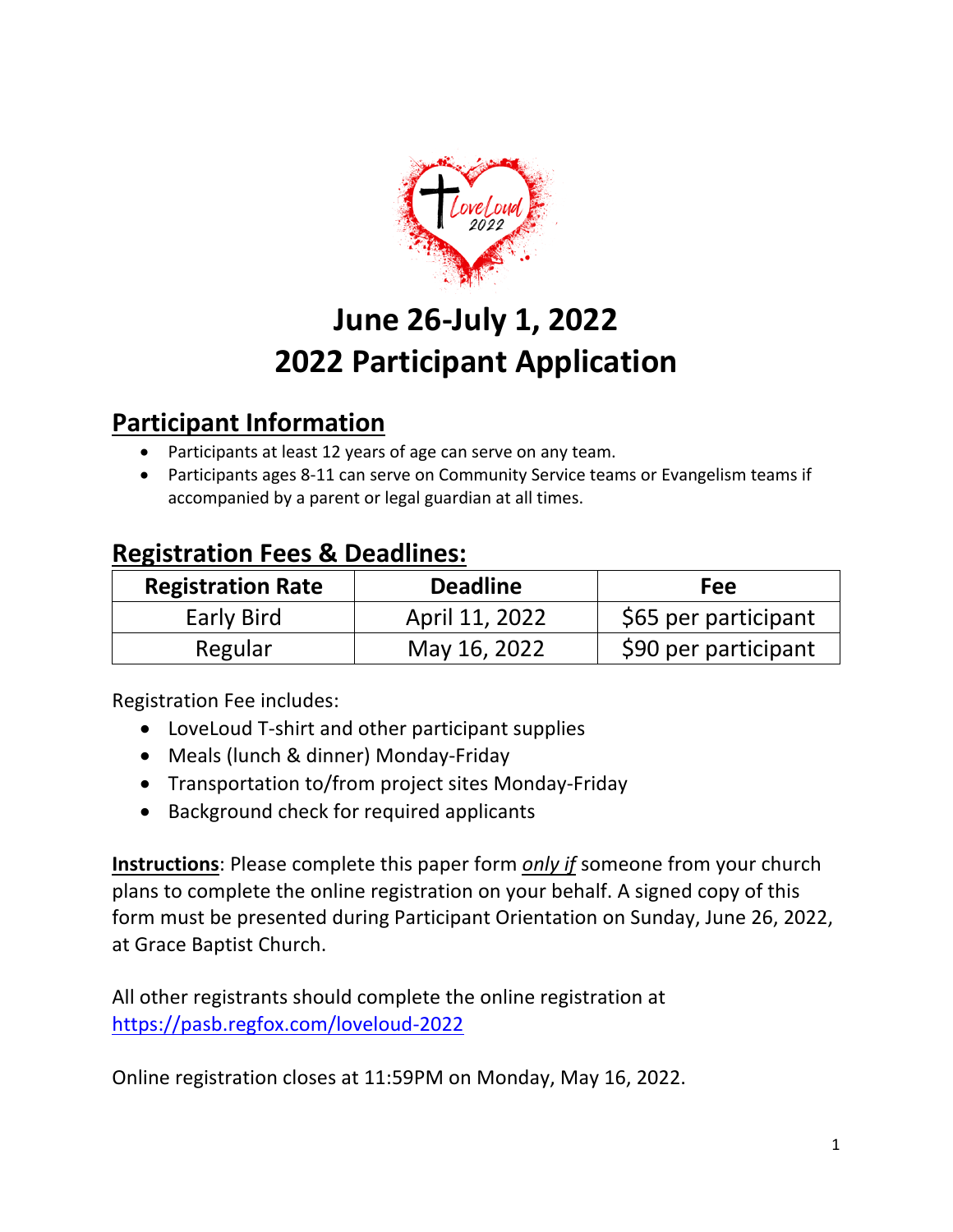# June 26-July 1, 2022
# 2022 Participant Application

## Participant Information

- Participants at least 12 years of age can serve on any team.
- Participants ages 8-11 can serve on Community Service teams or Evangelism teams if accompanied by a parent or legal guardian at all times.

## Registration Fees & Deadlines:

| Registration Rate | Deadline | Fee |
|---|---|---|
| Early Bird | April 11, 2022 | $65 per participant |
| Regular | May 16, 2022 | $90 per participant |

Registration Fee includes:

- LoveLoud T-shirt and other participant supplies
- Meals (lunch & dinner) Monday-Friday
- Transportation to/from project sites Monday-Friday
- Background check for required applicants

**Instructions**: Please complete this paper form *only if* someone from your church plans to complete the online registration on your behalf. A signed copy of this form must be presented during Participant Orientation on Sunday, June 26, 2022, at Grace Baptist Church.

All other registrants should complete the online registration at https://pasb.regfox.com/loveloud-2022

Online registration closes at 11:59PM on Monday, May 16, 2022.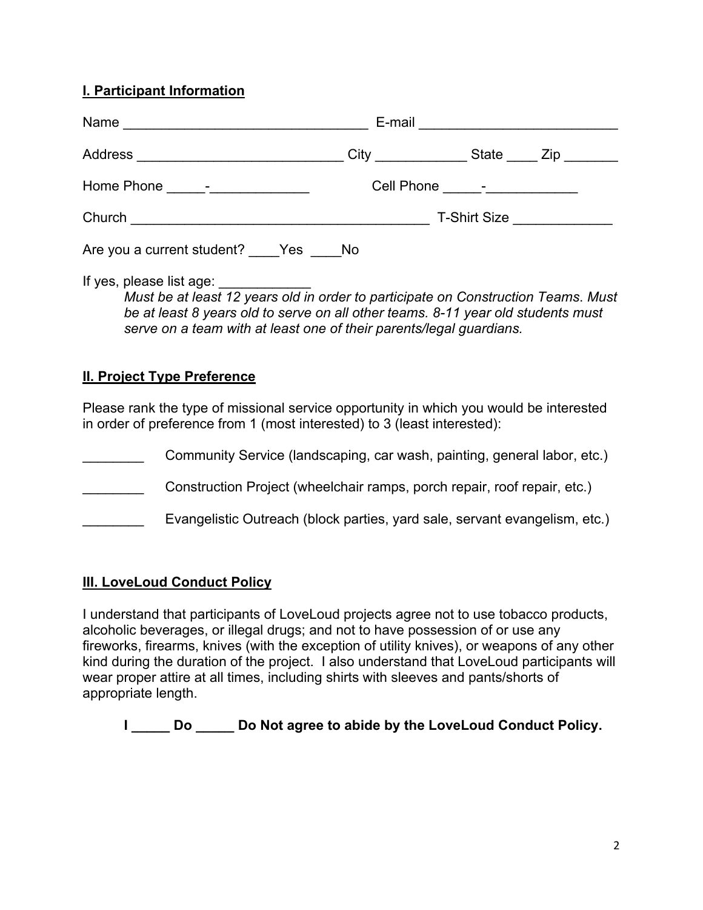## **I. Participant Information**

Name ________________________________ E-mail __________________________

Address ___________________________ City ____________ State ____ Zip _______

Home Phone _____-_____________ Cell Phone _____-____________

Church _______________________________________ T-Shirt Size _____________

Are you a current student? ____Yes ____No

If yes, please list age: ____________

*Must be at least 12 years old in order to participate on Construction Teams. Must be at least 8 years old to serve on all other teams. 8-11 year old students must serve on a team with at least one of their parents/legal guardians.*

## **II. Project Type Preference**

Please rank the type of missional service opportunity in which you would be interested in order of preference from 1 (most interested) to 3 (least interested):

________ Community Service (landscaping, car wash, painting, general labor, etc.)

________ Construction Project (wheelchair ramps, porch repair, roof repair, etc.)

________ Evangelistic Outreach (block parties, yard sale, servant evangelism, etc.)

## **III. LoveLoud Conduct Policy**

I understand that participants of LoveLoud projects agree not to use tobacco products, alcoholic beverages, or illegal drugs; and not to have possession of or use any fireworks, firearms, knives (with the exception of utility knives), or weapons of any other kind during the duration of the project. I also understand that LoveLoud participants will wear proper attire at all times, including shirts with sleeves and pants/shorts of appropriate length.

**I _____ Do _____ Do Not agree to abide by the LoveLoud Conduct Policy.**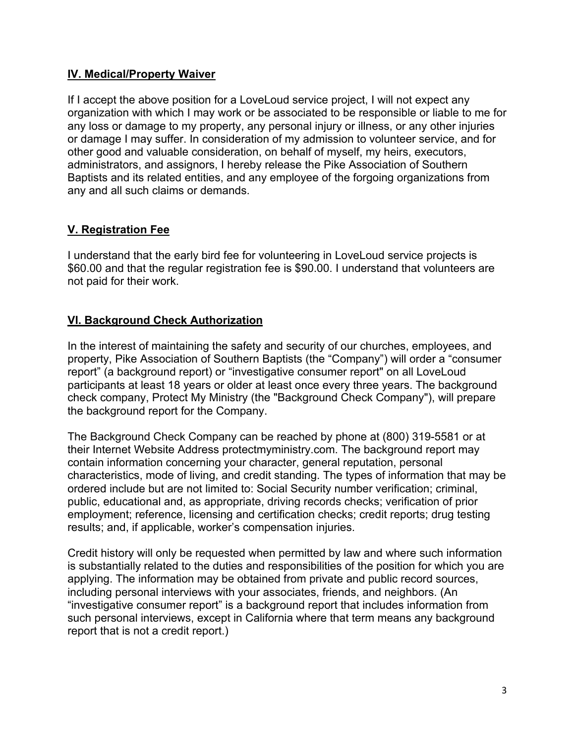## IV. Medical/Property Waiver

If I accept the above position for a LoveLoud service project, I will not expect any organization with which I may work or be associated to be responsible or liable to me for any loss or damage to my property, any personal injury or illness, or any other injuries or damage I may suffer. In consideration of my admission to volunteer service, and for other good and valuable consideration, on behalf of myself, my heirs, executors, administrators, and assignors, I hereby release the Pike Association of Southern Baptists and its related entities, and any employee of the forgoing organizations from any and all such claims or demands.

## V. Registration Fee

I understand that the early bird fee for volunteering in LoveLoud service projects is $60.00 and that the regular registration fee is $90.00. I understand that volunteers are not paid for their work.

## VI. Background Check Authorization

In the interest of maintaining the safety and security of our churches, employees, and property, Pike Association of Southern Baptists (the "Company") will order a "consumer report" (a background report) or "investigative consumer report" on all LoveLoud participants at least 18 years or older at least once every three years. The background check company, Protect My Ministry (the "Background Check Company"), will prepare the background report for the Company.

The Background Check Company can be reached by phone at (800) 319-5581 or at their Internet Website Address protectmyministry.com. The background report may contain information concerning your character, general reputation, personal characteristics, mode of living, and credit standing. The types of information that may be ordered include but are not limited to: Social Security number verification; criminal, public, educational and, as appropriate, driving records checks; verification of prior employment; reference, licensing and certification checks; credit reports; drug testing results; and, if applicable, worker's compensation injuries.

Credit history will only be requested when permitted by law and where such information is substantially related to the duties and responsibilities of the position for which you are applying. The information may be obtained from private and public record sources, including personal interviews with your associates, friends, and neighbors. (An "investigative consumer report" is a background report that includes information from such personal interviews, except in California where that term means any background report that is not a credit report.)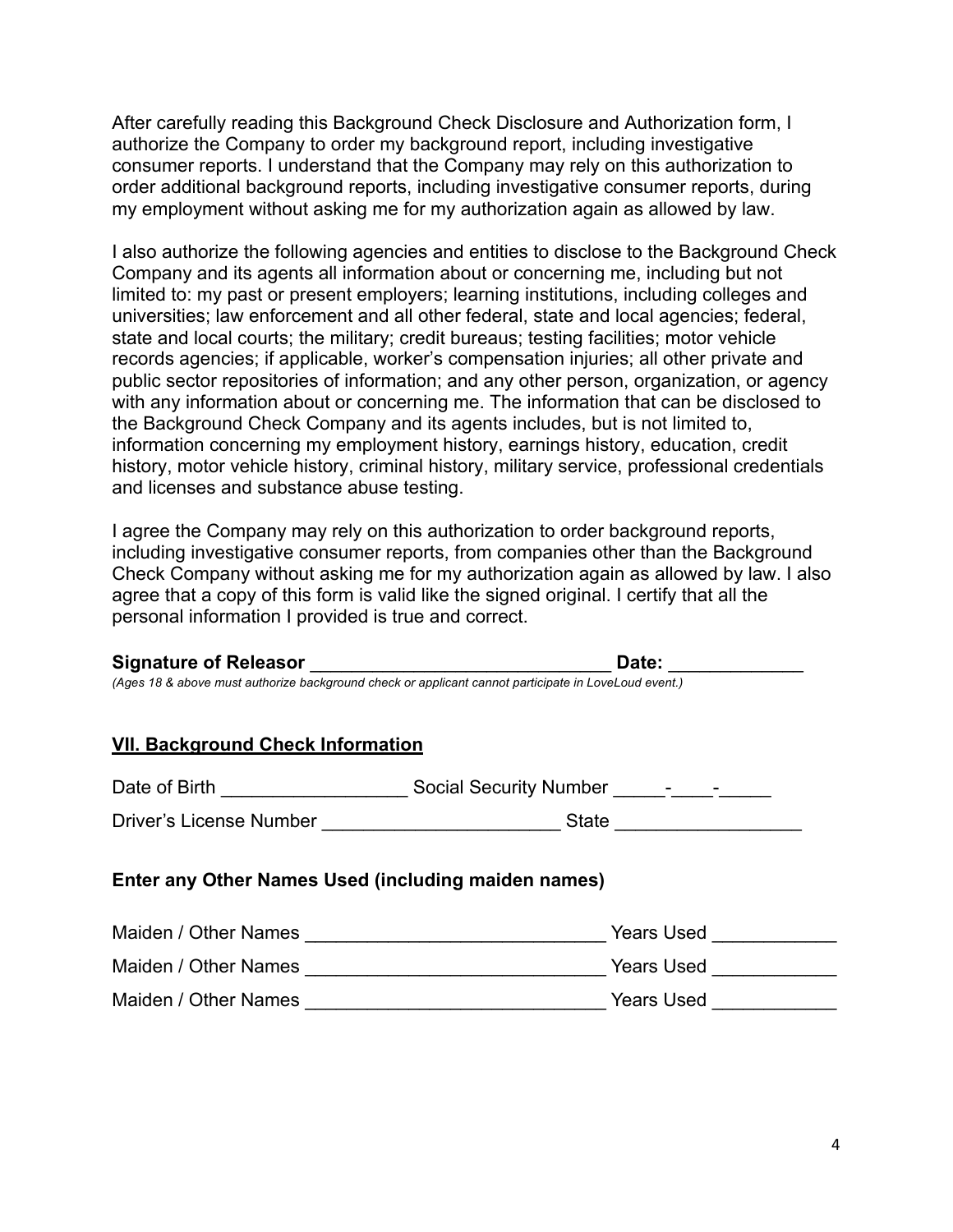After carefully reading this Background Check Disclosure and Authorization form, I authorize the Company to order my background report, including investigative consumer reports. I understand that the Company may rely on this authorization to order additional background reports, including investigative consumer reports, during my employment without asking me for my authorization again as allowed by law.

I also authorize the following agencies and entities to disclose to the Background Check Company and its agents all information about or concerning me, including but not limited to: my past or present employers; learning institutions, including colleges and universities; law enforcement and all other federal, state and local agencies; federal, state and local courts; the military; credit bureaus; testing facilities; motor vehicle records agencies; if applicable, worker's compensation injuries; all other private and public sector repositories of information; and any other person, organization, or agency with any information about or concerning me. The information that can be disclosed to the Background Check Company and its agents includes, but is not limited to, information concerning my employment history, earnings history, education, credit history, motor vehicle history, criminal history, military service, professional credentials and licenses and substance abuse testing.

I agree the Company may rely on this authorization to order background reports, including investigative consumer reports, from companies other than the Background Check Company without asking me for my authorization again as allowed by law. I also agree that a copy of this form is valid like the signed original. I certify that all the personal information I provided is true and correct.

**Signature of Releasor** ______________________________ **Date:** _____________

*(Ages 18 & above must authorize background check or applicant cannot participate in LoveLoud event.)*

## VII. Background Check Information

Date of Birth __________________ Social Security Number _____-____-_____

Driver's License Number _______________________ State __________________

### Enter any Other Names Used (including maiden names)

Maiden / Other Names _____________________________ Years Used ____________

Maiden / Other Names _____________________________ Years Used ____________

Maiden / Other Names _____________________________ Years Used ____________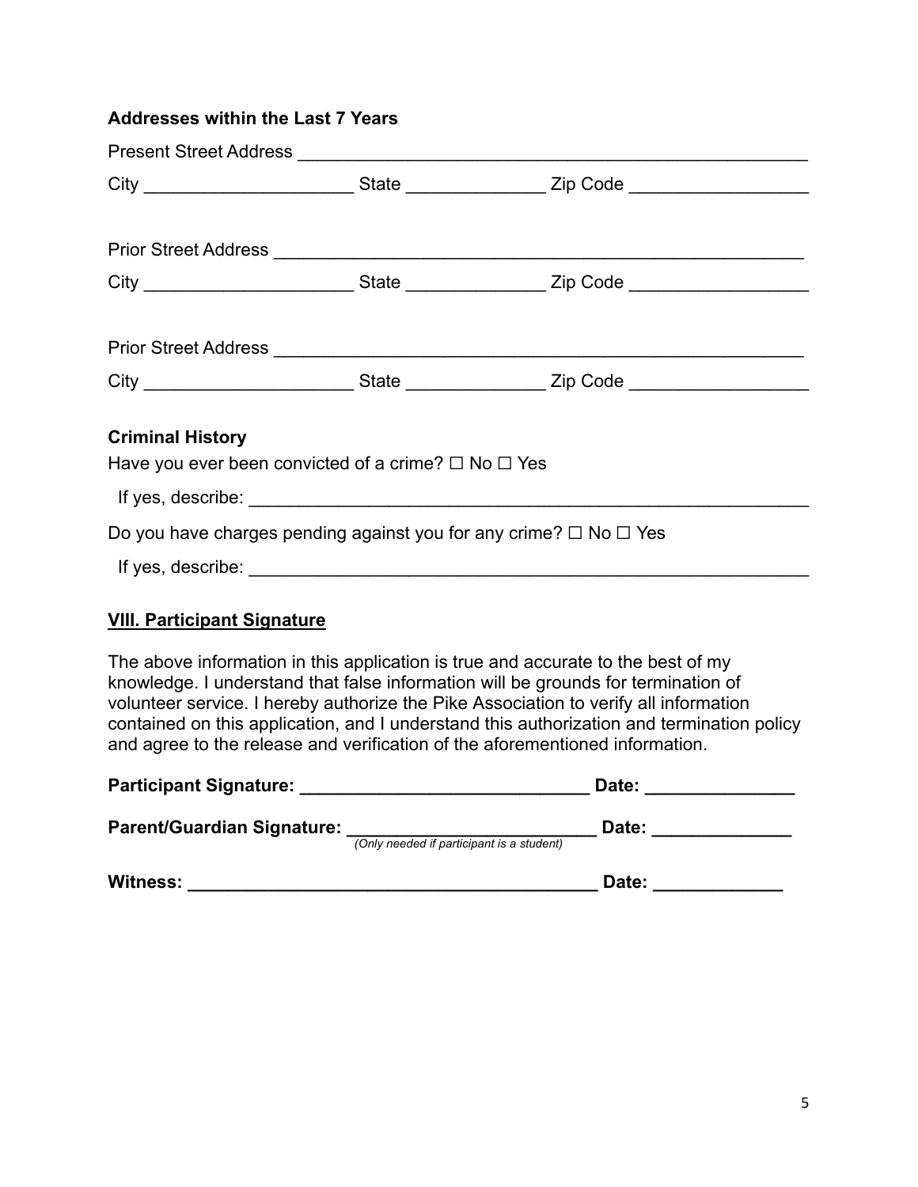**Addresses within the Last 7 Years**

Present Street Address ____________________________________________________

City ____________________ State _____________ Zip Code ________________

Prior Street Address ______________________________________________________

City ____________________ State _____________ Zip Code ________________

Prior Street Address ______________________________________________________

City ____________________ State _____________ Zip Code ________________

**Criminal History**

Have you ever been convicted of a crime? ☐ No ☐ Yes

If yes, describe: ______________________________________________________

Do you have charges pending against you for any crime? ☐ No ☐ Yes

If yes, describe: ______________________________________________________

## VIII. Participant Signature

The above information in this application is true and accurate to the best of my knowledge. I understand that false information will be grounds for termination of volunteer service. I hereby authorize the Pike Association to verify all information contained on this application, and I understand this authorization and termination policy and agree to the release and verification of the aforementioned information.

**Participant Signature: ___________________________ Date: ______________**

**Parent/Guardian Signature: ________________________ Date: _____________**
*(Only needed if participant is a student)*

**Witness: ______________________________________ Date: ____________**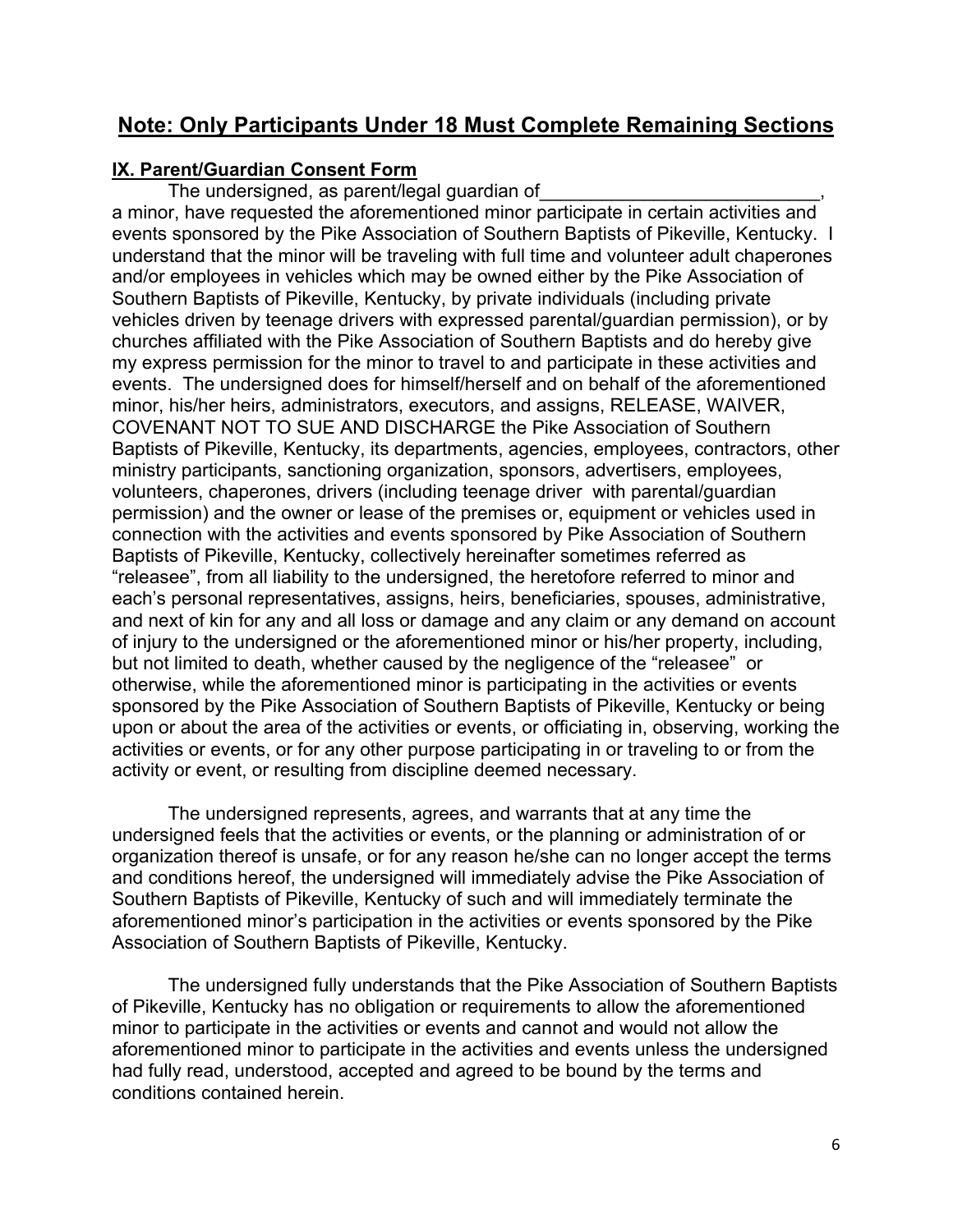## Note: Only Participants Under 18 Must Complete Remaining Sections

**IX. Parent/Guardian Consent Form**

The undersigned, as parent/legal guardian of____________________________, a minor, have requested the aforementioned minor participate in certain activities and events sponsored by the Pike Association of Southern Baptists of Pikeville, Kentucky. I understand that the minor will be traveling with full time and volunteer adult chaperones and/or employees in vehicles which may be owned either by the Pike Association of Southern Baptists of Pikeville, Kentucky, by private individuals (including private vehicles driven by teenage drivers with expressed parental/guardian permission), or by churches affiliated with the Pike Association of Southern Baptists and do hereby give my express permission for the minor to travel to and participate in these activities and events. The undersigned does for himself/herself and on behalf of the aforementioned minor, his/her heirs, administrators, executors, and assigns, RELEASE, WAIVER, COVENANT NOT TO SUE AND DISCHARGE the Pike Association of Southern Baptists of Pikeville, Kentucky, its departments, agencies, employees, contractors, other ministry participants, sanctioning organization, sponsors, advertisers, employees, volunteers, chaperones, drivers (including teenage driver with parental/guardian permission) and the owner or lease of the premises or, equipment or vehicles used in connection with the activities and events sponsored by Pike Association of Southern Baptists of Pikeville, Kentucky, collectively hereinafter sometimes referred as "releasee", from all liability to the undersigned, the heretofore referred to minor and each's personal representatives, assigns, heirs, beneficiaries, spouses, administrative, and next of kin for any and all loss or damage and any claim or any demand on account of injury to the undersigned or the aforementioned minor or his/her property, including, but not limited to death, whether caused by the negligence of the "releasee" or otherwise, while the aforementioned minor is participating in the activities or events sponsored by the Pike Association of Southern Baptists of Pikeville, Kentucky or being upon or about the area of the activities or events, or officiating in, observing, working the activities or events, or for any other purpose participating in or traveling to or from the activity or event, or resulting from discipline deemed necessary.

The undersigned represents, agrees, and warrants that at any time the undersigned feels that the activities or events, or the planning or administration of or organization thereof is unsafe, or for any reason he/she can no longer accept the terms and conditions hereof, the undersigned will immediately advise the Pike Association of Southern Baptists of Pikeville, Kentucky of such and will immediately terminate the aforementioned minor's participation in the activities or events sponsored by the Pike Association of Southern Baptists of Pikeville, Kentucky.

The undersigned fully understands that the Pike Association of Southern Baptists of Pikeville, Kentucky has no obligation or requirements to allow the aforementioned minor to participate in the activities or events and cannot and would not allow the aforementioned minor to participate in the activities and events unless the undersigned had fully read, understood, accepted and agreed to be bound by the terms and conditions contained herein.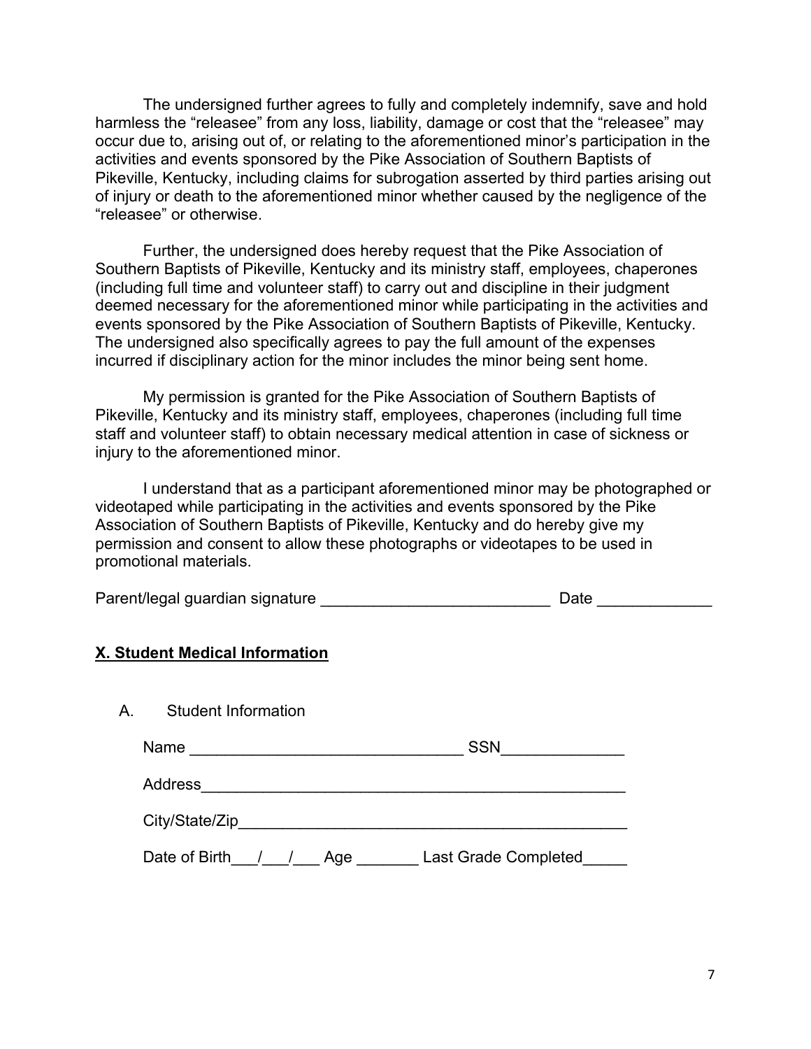The undersigned further agrees to fully and completely indemnify, save and hold harmless the "releasee" from any loss, liability, damage or cost that the "releasee" may occur due to, arising out of, or relating to the aforementioned minor's participation in the activities and events sponsored by the Pike Association of Southern Baptists of Pikeville, Kentucky, including claims for subrogation asserted by third parties arising out of injury or death to the aforementioned minor whether caused by the negligence of the "releasee" or otherwise.

Further, the undersigned does hereby request that the Pike Association of Southern Baptists of Pikeville, Kentucky and its ministry staff, employees, chaperones (including full time and volunteer staff) to carry out and discipline in their judgment deemed necessary for the aforementioned minor while participating in the activities and events sponsored by the Pike Association of Southern Baptists of Pikeville, Kentucky. The undersigned also specifically agrees to pay the full amount of the expenses incurred if disciplinary action for the minor includes the minor being sent home.

My permission is granted for the Pike Association of Southern Baptists of Pikeville, Kentucky and its ministry staff, employees, chaperones (including full time staff and volunteer staff) to obtain necessary medical attention in case of sickness or injury to the aforementioned minor.

I understand that as a participant aforementioned minor may be photographed or videotaped while participating in the activities and events sponsored by the Pike Association of Southern Baptists of Pikeville, Kentucky and do hereby give my permission and consent to allow these photographs or videotapes to be used in promotional materials.

Parent/legal guardian signature __________________________ Date _____________

## X. Student Medical Information

A. Student Information

Name _______________________________ SSN______________

Address_________________________________________________

City/State/Zip____________________________________________

Date of Birth___/___/___ Age _______ Last Grade Completed_____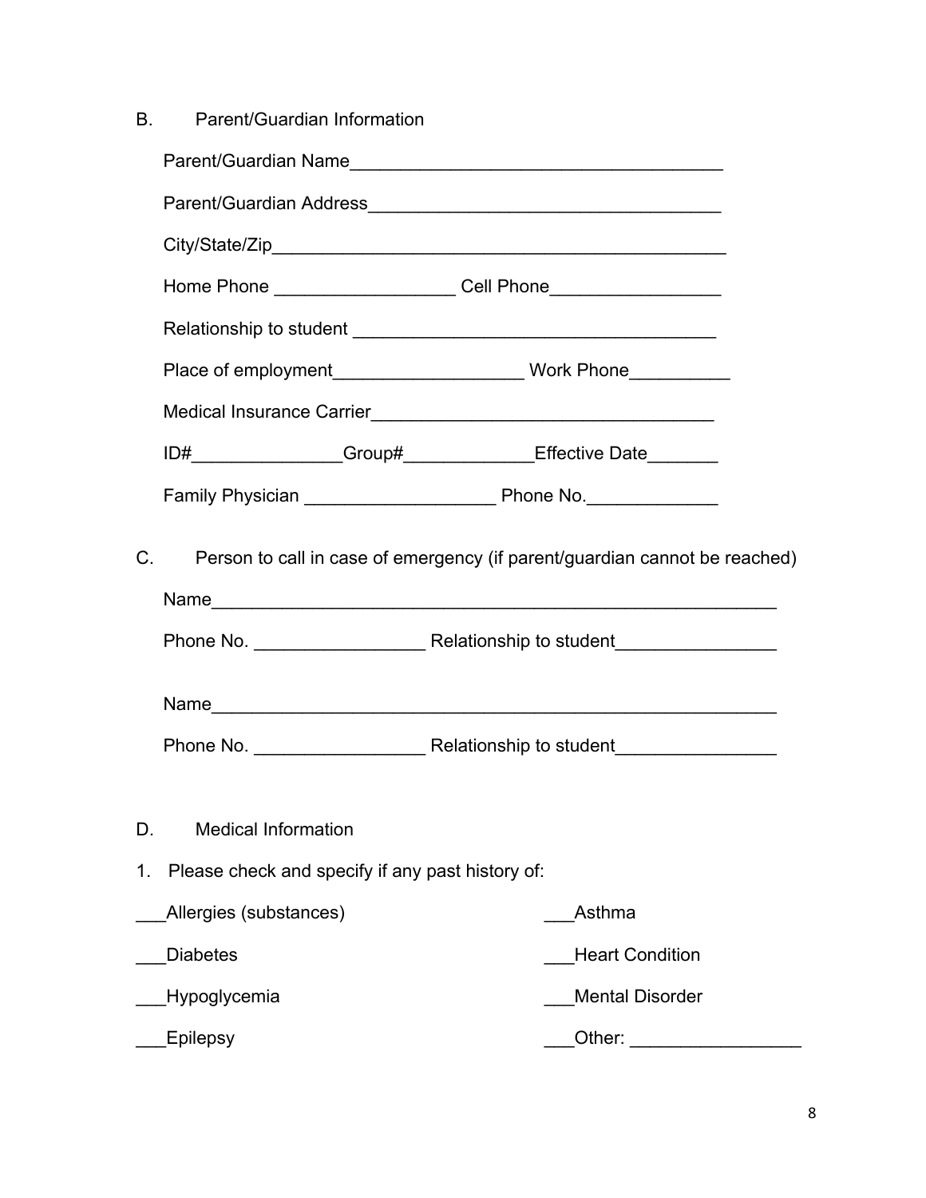B. Parent/Guardian Information

Parent/Guardian Name____________________________________

Parent/Guardian Address__________________________________

City/State/Zip____________________________________________

Home Phone _________________ Cell Phone________________

Relationship to student ___________________________________

Place of employment__________________ Work Phone__________

Medical Insurance Carrier_________________________________

ID#______________Group#____________Effective Date_______

Family Physician __________________ Phone No.____________

C. Person to call in case of emergency (if parent/guardian cannot be reached)

Name_______________________________________________________

Phone No. ________________ Relationship to student_______________

Name_______________________________________________________

Phone No. ________________ Relationship to student_______________

D. Medical Information

1. Please check and specify if any past history of:

___Allergies (substances)

___Asthma

___Diabetes

___Heart Condition

___Hypoglycemia

___Mental Disorder

___Epilepsy

___Other: ________________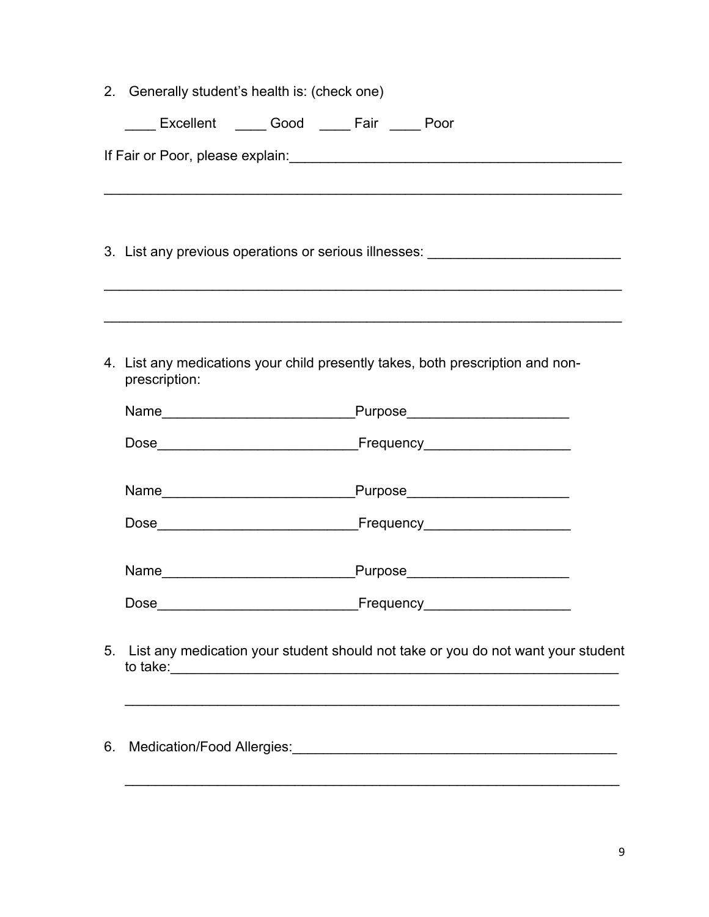2. Generally student's health is: (check one)

   ____ Excellent ____ Good ____ Fair ____ Poor

If Fair or Poor, please explain:___________________________________________

_________________________________________________________________

3. List any previous operations or serious illnesses: ________________________

_________________________________________________________________

_________________________________________________________________

4. List any medications your child presently takes, both prescription and non-prescription:

   Name________________________Purpose____________________

   Dose_________________________Frequency__________________

   Name________________________Purpose____________________

   Dose_________________________Frequency__________________

   Name________________________Purpose____________________

   Dose_________________________Frequency__________________

5. List any medication your student should not take or you do not want your student to take:_________________________________________________________

   _______________________________________________________________

6. Medication/Food Allergies:_________________________________________

   _______________________________________________________________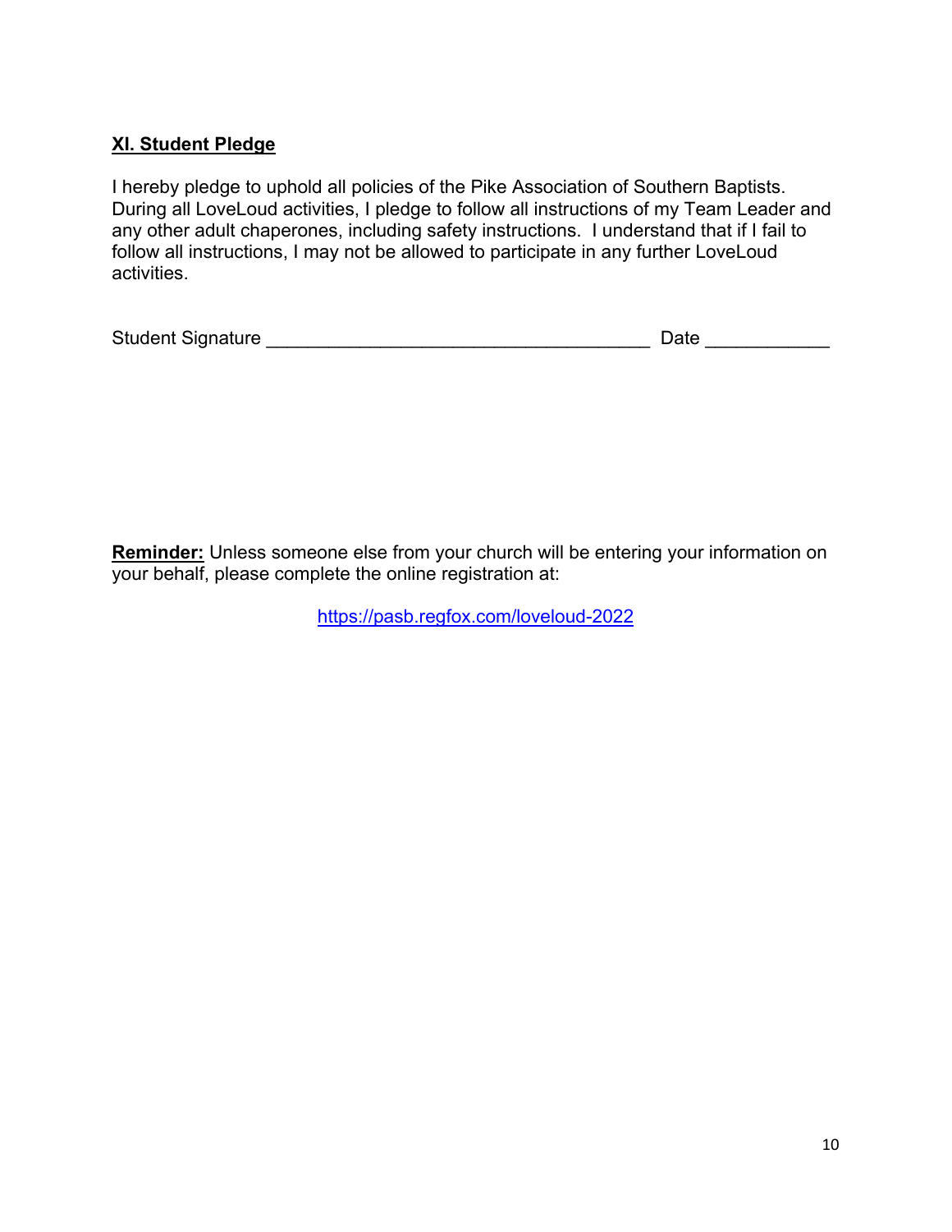## **XI. Student Pledge**

I hereby pledge to uphold all policies of the Pike Association of Southern Baptists. During all LoveLoud activities, I pledge to follow all instructions of my Team Leader and any other adult chaperones, including safety instructions. I understand that if I fail to follow all instructions, I may not be allowed to participate in any further LoveLoud activities.

Student Signature ____________________________________ Date ___________

**Reminder:** Unless someone else from your church will be entering your information on your behalf, please complete the online registration at:

https://pasb.regfox.com/loveloud-2022